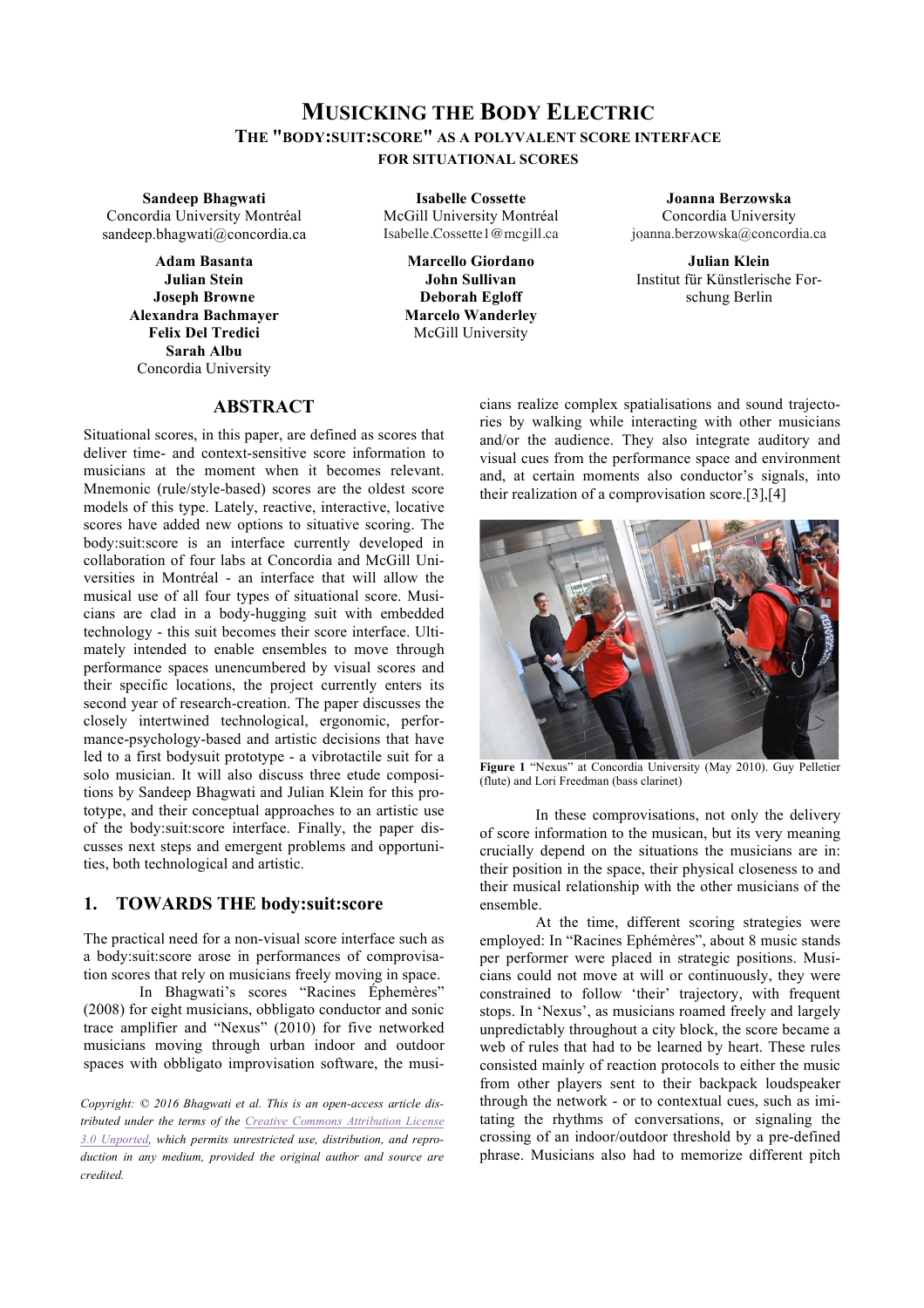# MUSICKING THE BODY ELECTRIC

## THE "BODY:SUIT:SCORE" AS A POLYVALENT SCORE INTERFACE FOR SITUATIONAL SCORES

**Sandeep Bhagwati**
Concordia University Montréal
sandeep.bhagwati@concordia.ca

**Isabelle Cossette**
McGill University Montréal
Isabelle.Cossette1@mcgill.ca

**Joanna Berzowska**
Concordia University
joanna.berzowska@concordia.ca

**Adam Basanta**
**Julian Stein**
**Joseph Browne**
**Alexandra Bachmayer**
**Felix Del Tredici**
**Sarah Albu**
Concordia University

**Marcello Giordano**
**John Sullivan**
**Deborah Egloff**
**Marcelo Wanderley**
McGill University

**Julian Klein**
Institut für Künstlerische Forschung Berlin

## ABSTRACT

Situational scores, in this paper, are defined as scores that deliver time- and context-sensitive score information to musicians at the moment when it becomes relevant. Mnemonic (rule/style-based) scores are the oldest score models of this type. Lately, reactive, interactive, locative scores have added new options to situative scoring. The body:suit:score is an interface currently developed in collaboration of four labs at Concordia and McGill Universities in Montréal - an interface that will allow the musical use of all four types of situational score. Musicians are clad in a body-hugging suit with embedded technology - this suit becomes their score interface. Ultimately intended to enable ensembles to move through performance spaces unencumbered by visual scores and their specific locations, the project currently enters its second year of research-creation. The paper discusses the closely intertwined technological, ergonomic, performance-psychology-based and artistic decisions that have led to a first bodysuit prototype - a vibrotactile suit for a solo musician. It will also discuss three etude compositions by Sandeep Bhagwati and Julian Klein for this prototype, and their conceptual approaches to an artistic use of the body:suit:score interface. Finally, the paper discusses next steps and emergent problems and opportunities, both technological and artistic.

## 1. TOWARDS THE body:suit:score

The practical need for a non-visual score interface such as a body:suit:score arose in performances of comprovisation scores that rely on musicians freely moving in space.

In Bhagwati's scores "Racines Ephemères" (2008) for eight musicians, obbligato conductor and sonic trace amplifier and "Nexus" (2010) for five networked musicians moving through urban indoor and outdoor spaces with obbligato improvisation software, the musicians realize complex spatialisations and sound trajectories by walking while interacting with other musicians and/or the audience. They also integrate auditory and visual cues from the performance space and environment and, at certain moments also conductor's signals, into their realization of a comprovisation score.[3],[4]

**Figure 1** "Nexus" at Concordia University (May 2010). Guy Pelletier (flute) and Lori Freedman (bass clarinet)

In these comprovisations, not only the delivery of score information to the musican, but its very meaning crucially depend on the situations the musicians are in: their position in the space, their physical closeness to and their musical relationship with the other musicians of the ensemble.

At the time, different scoring strategies were employed: In "Racines Ephémères", about 8 music stands per performer were placed in strategic positions. Musicians could not move at will or continuously, they were constrained to follow 'their' trajectory, with frequent stops. In 'Nexus', as musicians roamed freely and largely unpredictably throughout a city block, the score became a web of rules that had to be learned by heart. These rules consisted mainly of reaction protocols to either the music from other players sent to their backpack loudspeaker through the network - or to contextual cues, such as imitating the rhythms of conversations, or signaling the crossing of an indoor/outdoor threshold by a pre-defined phrase. Musicians also had to memorize different pitch

*Copyright: © 2016 Bhagwati et al. This is an open-access article distributed under the terms of the Creative Commons Attribution License 3.0 Unported, which permits unrestricted use, distribution, and reproduction in any medium, provided the original author and source are credited.*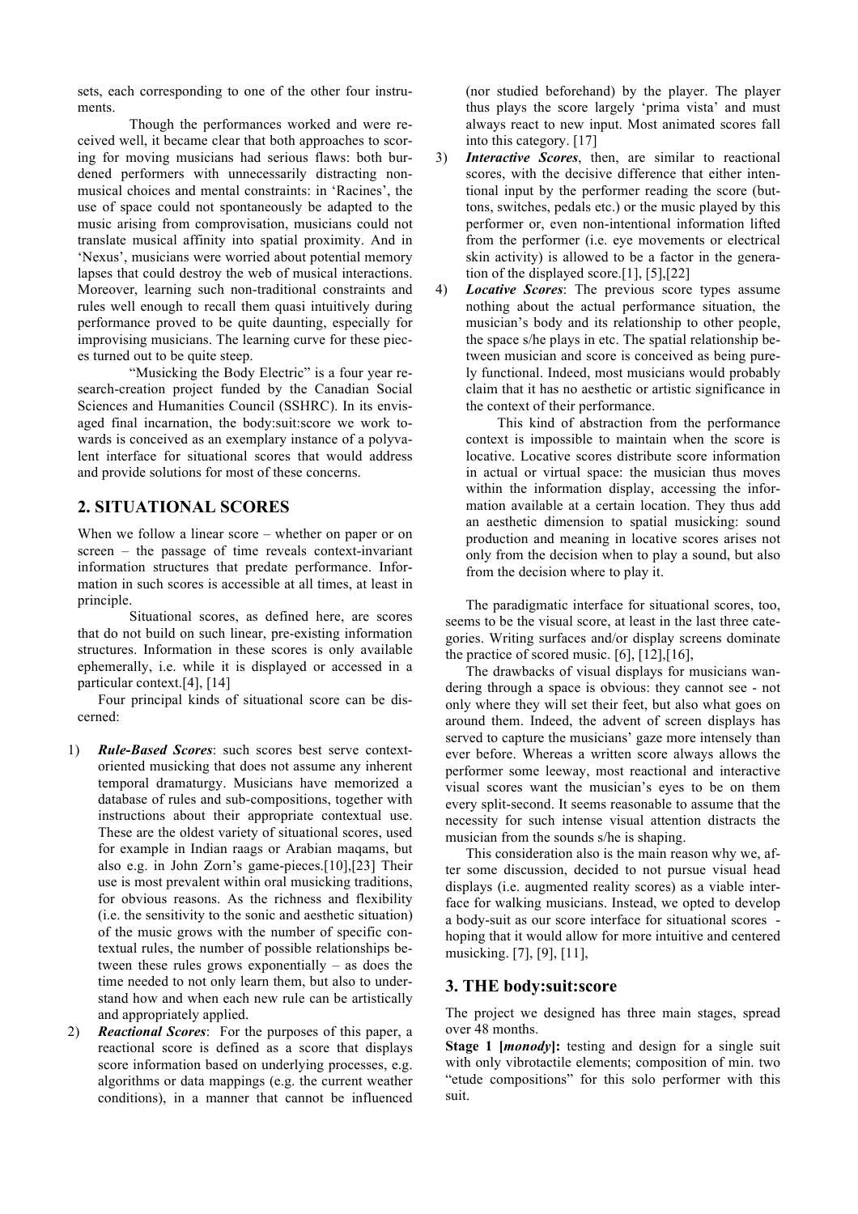sets, each corresponding to one of the other four instruments.

Though the performances worked and were received well, it became clear that both approaches to scoring for moving musicians had serious flaws: both burdened performers with unnecessarily distracting non-musical choices and mental constraints: in 'Racines', the use of space could not spontaneously be adapted to the music arising from comprovisation, musicians could not translate musical affinity into spatial proximity. And in 'Nexus', musicians were worried about potential memory lapses that could destroy the web of musical interactions. Moreover, learning such non-traditional constraints and rules well enough to recall them quasi intuitively during performance proved to be quite daunting, especially for improvising musicians. The learning curve for these pieces turned out to be quite steep.

"Musicking the Body Electric" is a four year research-creation project funded by the Canadian Social Sciences and Humanities Council (SSHRC). In its envisaged final incarnation, the body:suit:score we work towards is conceived as an exemplary instance of a polyvalent interface for situational scores that would address and provide solutions for most of these concerns.

## 2. SITUATIONAL SCORES

When we follow a linear score – whether on paper or on screen – the passage of time reveals context-invariant information structures that predate performance. Information in such scores is accessible at all times, at least in principle.

Situational scores, as defined here, are scores that do not build on such linear, pre-existing information structures. Information in these scores is only available ephemerally, i.e. while it is displayed or accessed in a particular context.[4], [14]

Four principal kinds of situational score can be discerned:

1) ***Rule-Based Scores***: such scores best serve context-oriented musicking that does not assume any inherent temporal dramaturgy. Musicians have memorized a database of rules and sub-compositions, together with instructions about their appropriate contextual use. These are the oldest variety of situational scores, used for example in Indian raags or Arabian maqams, but also e.g. in John Zorn's game-pieces.[10],[23] Their use is most prevalent within oral musicking traditions, for obvious reasons. As the richness and flexibility (i.e. the sensitivity to the sonic and aesthetic situation) of the music grows with the number of specific contextual rules, the number of possible relationships between these rules grows exponentially – as does the time needed to not only learn them, but also to understand how and when each new rule can be artistically and appropriately applied.
2) ***Reactional Scores***: For the purposes of this paper, a reactional score is defined as a score that displays score information based on underlying processes, e.g. algorithms or data mappings (e.g. the current weather conditions), in a manner that cannot be influenced (nor studied beforehand) by the player. The player thus plays the score largely 'prima vista' and must always react to new input. Most animated scores fall into this category. [17]
3) ***Interactive Scores***, then, are similar to reactional scores, with the decisive difference that either intentional input by the performer reading the score (buttons, switches, pedals etc.) or the music played by this performer or, even non-intentional information lifted from the performer (i.e. eye movements or electrical skin activity) is allowed to be a factor in the generation of the displayed score.[1], [5],[22]
4) ***Locative Scores***: The previous score types assume nothing about the actual performance situation, the musician's body and its relationship to other people, the space s/he plays in etc. The spatial relationship between musician and score is conceived as being purely functional. Indeed, most musicians would probably claim that it has no aesthetic or artistic significance in the context of their performance.

   This kind of abstraction from the performance context is impossible to maintain when the score is locative. Locative scores distribute score information in actual or virtual space: the musician thus moves within the information display, accessing the information available at a certain location. They thus add an aesthetic dimension to spatial musicking: sound production and meaning in locative scores arises not only from the decision when to play a sound, but also from the decision where to play it.

The paradigmatic interface for situational scores, too, seems to be the visual score, at least in the last three categories. Writing surfaces and/or display screens dominate the practice of scored music. [6], [12],[16],

The drawbacks of visual displays for musicians wandering through a space is obvious: they cannot see - not only where they will set their feet, but also what goes on around them. Indeed, the advent of screen displays has served to capture the musicians' gaze more intensely than ever before. Whereas a written score always allows the performer some leeway, most reactional and interactive visual scores want the musician's eyes to be on them every split-second. It seems reasonable to assume that the necessity for such intense visual attention distracts the musician from the sounds s/he is shaping.

This consideration also is the main reason why we, after some discussion, decided to not pursue visual head displays (i.e. augmented reality scores) as a viable interface for walking musicians. Instead, we opted to develop a body-suit as our score interface for situational scores - hoping that it would allow for more intuitive and centered musicking. [7], [9], [11],

## 3. THE body:suit:score

The project we designed has three main stages, spread over 48 months.

**Stage 1 [*monody*]:** testing and design for a single suit with only vibrotactile elements; composition of min. two "etude compositions" for this solo performer with this suit.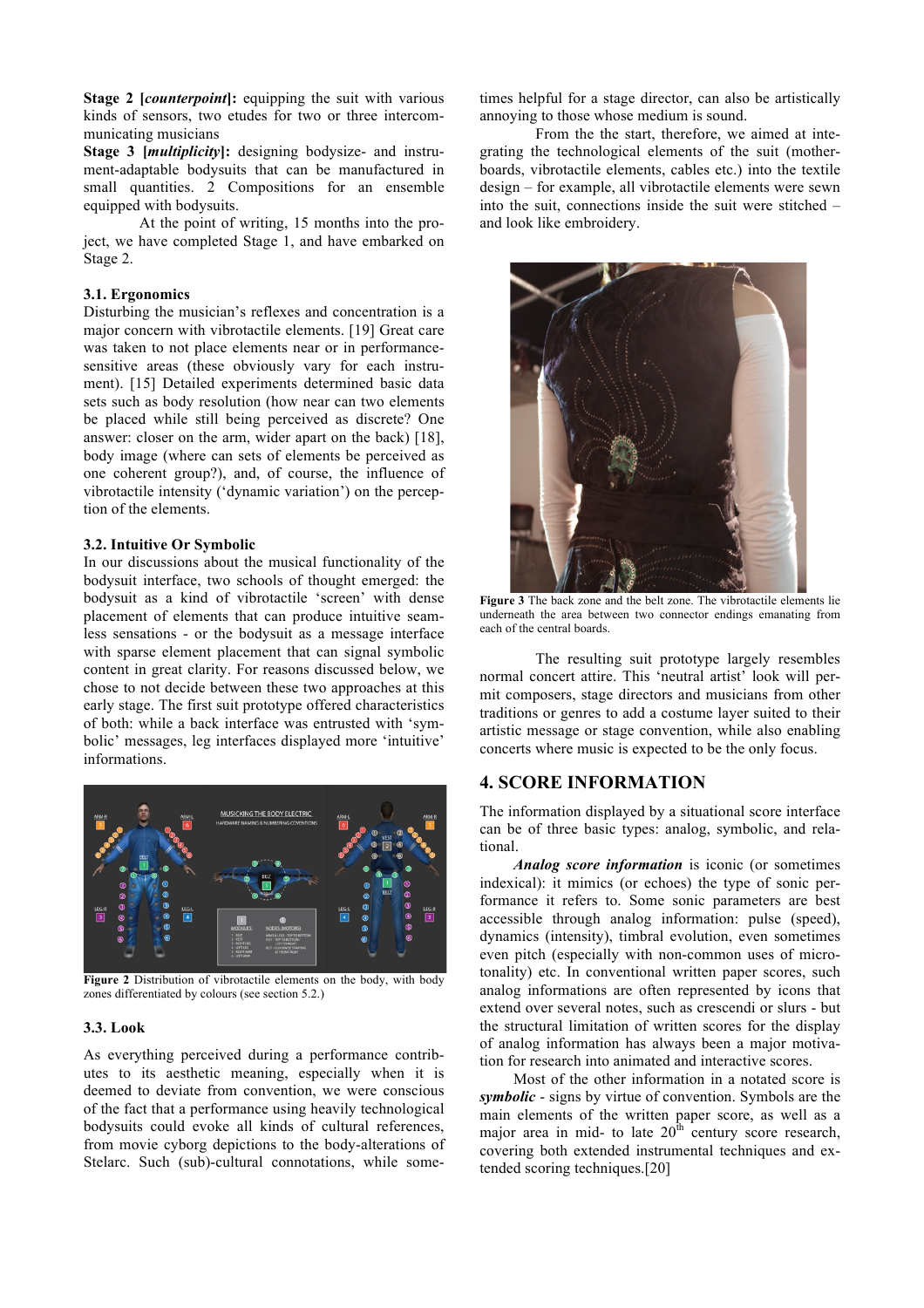**Stage 2 [*counterpoint*]:** equipping the suit with various kinds of sensors, two etudes for two or three intercommunicating musicians

**Stage 3 [*multiplicity*]:** designing bodysize- and instrument-adaptable bodysuits that can be manufactured in small quantities. 2 Compositions for an ensemble equipped with bodysuits.

At the point of writing, 15 months into the project, we have completed Stage 1, and have embarked on Stage 2.

### 3.1. Ergonomics

Disturbing the musician's reflexes and concentration is a major concern with vibrotactile elements. [19] Great care was taken to not place elements near or in performance-sensitive areas (these obviously vary for each instrument). [15] Detailed experiments determined basic data sets such as body resolution (how near can two elements be placed while still being perceived as discrete? One answer: closer on the arm, wider apart on the back) [18], body image (where can sets of elements be perceived as one coherent group?), and, of course, the influence of vibrotactile intensity ('dynamic variation') on the perception of the elements.

### 3.2. Intuitive Or Symbolic

In our discussions about the musical functionality of the bodysuit interface, two schools of thought emerged: the bodysuit as a kind of vibrotactile 'screen' with dense placement of elements that can produce intuitive seamless sensations - or the bodysuit as a message interface with sparse element placement that can signal symbolic content in great clarity. For reasons discussed below, we chose to not decide between these two approaches at this early stage. The first suit prototype offered characteristics of both: while a back interface was entrusted with 'symbolic' messages, leg interfaces displayed more 'intuitive' informations.

**Figure 2** Distribution of vibrotactile elements on the body, with body zones differentiated by colours (see section 5.2.)

### 3.3. Look

As everything perceived during a performance contributes to its aesthetic meaning, especially when it is deemed to deviate from convention, we were conscious of the fact that a performance using heavily technological bodysuits could evoke all kinds of cultural references, from movie cyborg depictions to the body-alterations of Stelarc. Such (sub)-cultural connotations, while sometimes helpful for a stage director, can also be artistically annoying to those whose medium is sound.

From the the start, therefore, we aimed at integrating the technological elements of the suit (motherboards, vibrotactile elements, cables etc.) into the textile design – for example, all vibrotactile elements were sewn into the suit, connections inside the suit were stitched – and look like embroidery.

**Figure 3** The back zone and the belt zone. The vibrotactile elements lie underneath the area between two connector endings emanating from each of the central boards.

The resulting suit prototype largely resembles normal concert attire. This 'neutral artist' look will permit composers, stage directors and musicians from other traditions or genres to add a costume layer suited to their artistic message or stage convention, while also enabling concerts where music is expected to be the only focus.

## 4. SCORE INFORMATION

The information displayed by a situational score interface can be of three basic types: analog, symbolic, and relational.

***Analog score information*** is iconic (or sometimes indexical): it mimics (or echoes) the type of sonic performance it refers to. Some sonic parameters are best accessible through analog information: pulse (speed), dynamics (intensity), timbral evolution, even sometimes even pitch (especially with non-common uses of microtonality) etc. In conventional written paper scores, such analog informations are often represented by icons that extend over several notes, such as crescendi or slurs - but the structural limitation of written scores for the display of analog information has always been a major motivation for research into animated and interactive scores.

Most of the other information in a notated score is ***symbolic*** - signs by virtue of convention. Symbols are the main elements of the written paper score, as well as a major area in mid- to late 20th century score research, covering both extended instrumental techniques and extended scoring techniques.[20]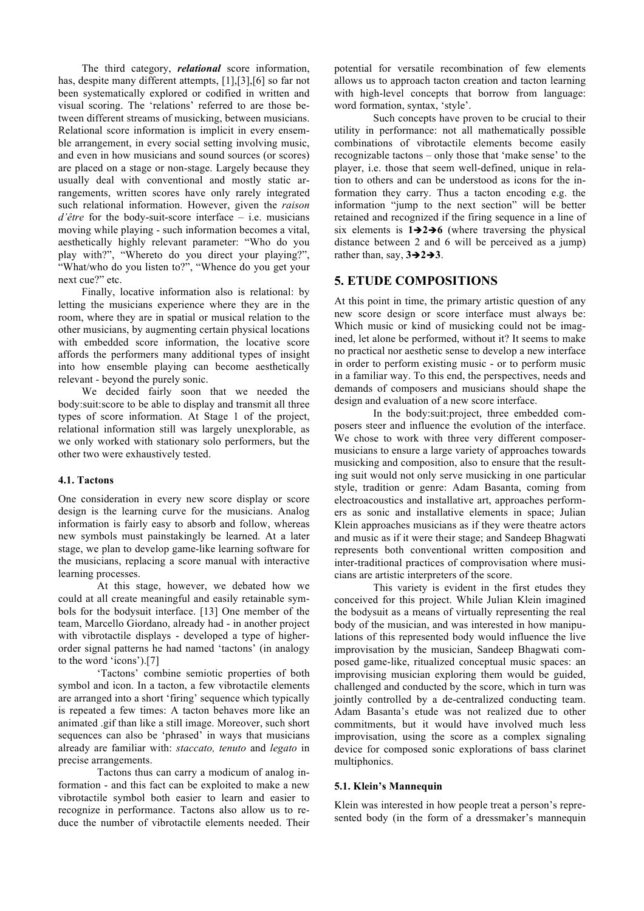The third category, ***relational*** score information, has, despite many different attempts, [1],[3],[6] so far not been systematically explored or codified in written and visual scoring. The 'relations' referred to are those between different streams of musicking, between musicians. Relational score information is implicit in every ensemble arrangement, in every social setting involving music, and even in how musicians and sound sources (or scores) are placed on a stage or non-stage. Largely because they usually deal with conventional and mostly static arrangements, written scores have only rarely integrated such relational information. However, given the *raison d'être* for the body-suit-score interface – i.e. musicians moving while playing - such information becomes a vital, aesthetically highly relevant parameter: "Who do you play with?", "Whereto do you direct your playing?", "What/who do you listen to?", "Whence do you get your next cue?" etc.

Finally, locative information also is relational: by letting the musicians experience where they are in the room, where they are in spatial or musical relation to the other musicians, by augmenting certain physical locations with embedded score information, the locative score affords the performers many additional types of insight into how ensemble playing can become aesthetically relevant - beyond the purely sonic.

We decided fairly soon that we needed the body:suit:score to be able to display and transmit all three types of score information. At Stage 1 of the project, relational information still was largely unexplorable, as we only worked with stationary solo performers, but the other two were exhaustively tested.

### 4.1. Tactons

One consideration in every new score display or score design is the learning curve for the musicians. Analog information is fairly easy to absorb and follow, whereas new symbols must painstakingly be learned. At a later stage, we plan to develop game-like learning software for the musicians, replacing a score manual with interactive learning processes.

At this stage, however, we debated how we could at all create meaningful and easily retainable symbols for the bodysuit interface. [13] One member of the team, Marcello Giordano, already had - in another project with vibrotactile displays - developed a type of higher-order signal patterns he had named 'tactons' (in analogy to the word 'icons').[7]

'Tactons' combine semiotic properties of both symbol and icon. In a tacton, a few vibrotactile elements are arranged into a short 'firing' sequence which typically is repeated a few times: A tacton behaves more like an animated .gif than like a still image. Moreover, such short sequences can also be 'phrased' in ways that musicians already are familiar with: *staccato, tenuto* and *legato* in precise arrangements.

Tactons thus can carry a modicum of analog information - and this fact can be exploited to make a new vibrotactile symbol both easier to learn and easier to recognize in performance. Tactons also allow us to reduce the number of vibrotactile elements needed. Their potential for versatile recombination of few elements allows us to approach tacton creation and tacton learning with high-level concepts that borrow from language: word formation, syntax, 'style'.

Such concepts have proven to be crucial to their utility in performance: not all mathematically possible combinations of vibrotactile elements become easily recognizable tactons – only those that 'make sense' to the player, i.e. those that seem well-defined, unique in relation to others and can be understood as icons for the information they carry. Thus a tacton encoding e.g. the information "jump to the next section" will be better retained and recognized if the firing sequence in a line of six elements is **1➔2➔6** (where traversing the physical distance between 2 and 6 will be perceived as a jump) rather than, say, **3➔2➔3**.

## 5. ETUDE COMPOSITIONS

At this point in time, the primary artistic question of any new score design or score interface must always be: Which music or kind of musicking could not be imagined, let alone be performed, without it? It seems to make no practical nor aesthetic sense to develop a new interface in order to perform existing music - or to perform music in a familiar way. To this end, the perspectives, needs and demands of composers and musicians should shape the design and evaluation of a new score interface.

In the body:suit:project, three embedded composers steer and influence the evolution of the interface. We chose to work with three very different composer-musicians to ensure a large variety of approaches towards musicking and composition, also to ensure that the resulting suit would not only serve musicking in one particular style, tradition or genre: Adam Basanta, coming from electroacoustics and installative art, approaches performers as sonic and installative elements in space; Julian Klein approaches musicians as if they were theatre actors and music as if it were their stage; and Sandeep Bhagwati represents both conventional written composition and inter-traditional practices of comprovisation where musicians are artistic interpreters of the score.

This variety is evident in the first etudes they conceived for this project. While Julian Klein imagined the bodysuit as a means of virtually representing the real body of the musician, and was interested in how manipulations of this represented body would influence the live improvisation by the musician, Sandeep Bhagwati composed game-like, ritualized conceptual music spaces: an improvising musician exploring them would be guided, challenged and conducted by the score, which in turn was jointly controlled by a de-centralized conducting team. Adam Basanta's etude was not realized due to other commitments, but it would have involved much less improvisation, using the score as a complex signaling device for composed sonic explorations of bass clarinet multiphonics.

### 5.1. Klein's Mannequin

Klein was interested in how people treat a person's represented body (in the form of a dressmaker's mannequin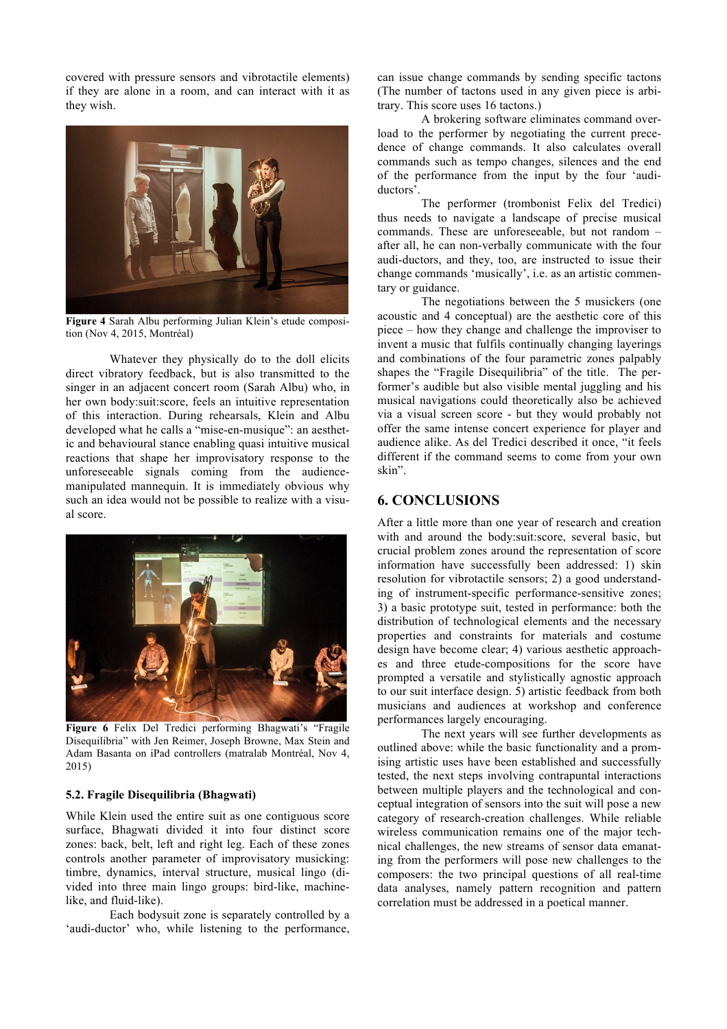covered with pressure sensors and vibrotactile elements) if they are alone in a room, and can interact with it as they wish.

**Figure 4** Sarah Albu performing Julian Klein's etude composition (Nov 4, 2015, Montréal)

Whatever they physically do to the doll elicits direct vibratory feedback, but is also transmitted to the singer in an adjacent concert room (Sarah Albu) who, in her own body:suit:score, feels an intuitive representation of this interaction. During rehearsals, Klein and Albu developed what he calls a "mise-en-musique": an aesthetic and behavioural stance enabling quasi intuitive musical reactions that shape her improvisatory response to the unforeseeable signals coming from the audience-manipulated mannequin. It is immediately obvious why such an idea would not be possible to realize with a visual score.

**Figure 6** Felix Del Tredici performing Bhagwati's "Fragile Disequilibria" with Jen Reimer, Joseph Browne, Max Stein and Adam Basanta on iPad controllers (matralab Montréal, Nov 4, 2015)

### 5.2. Fragile Disequilibria (Bhagwati)

While Klein used the entire suit as one contiguous score surface, Bhagwati divided it into four distinct score zones: back, belt, left and right leg. Each of these zones controls another parameter of improvisatory musicking: timbre, dynamics, interval structure, musical lingo (divided into three main lingo groups: bird-like, machine-like, and fluid-like).

Each bodysuit zone is separately controlled by a 'audi-ductor' who, while listening to the performance, can issue change commands by sending specific tactons (The number of tactons used in any given piece is arbitrary. This score uses 16 tactons.)

A brokering software eliminates command overload to the performer by negotiating the current precedence of change commands. It also calculates overall commands such as tempo changes, silences and the end of the performance from the input by the four 'audi-ductors'.

The performer (trombonist Felix del Tredici) thus needs to navigate a landscape of precise musical commands. These are unforeseeable, but not random – after all, he can non-verbally communicate with the four audi-ductors, and they, too, are instructed to issue their change commands 'musically', i.e. as an artistic commentary or guidance.

The negotiations between the 5 musickers (one acoustic and 4 conceptual) are the aesthetic core of this piece – how they change and challenge the improviser to invent a music that fulfils continually changing layerings and combinations of the four parametric zones palpably shapes the "Fragile Disequilibria" of the title. The performer's audible but also visible mental juggling and his musical navigations could theoretically also be achieved via a visual screen score - but they would probably not offer the same intense concert experience for player and audience alike. As del Tredici described it once, "it feels different if the command seems to come from your own skin".

## 6. CONCLUSIONS

After a little more than one year of research and creation with and around the body:suit:score, several basic, but crucial problem zones around the representation of score information have successfully been addressed: 1) skin resolution for vibrotactile sensors; 2) a good understanding of instrument-specific performance-sensitive zones; 3) a basic prototype suit, tested in performance: both the distribution of technological elements and the necessary properties and constraints for materials and costume design have become clear; 4) various aesthetic approaches and three etude-compositions for the score have prompted a versatile and stylistically agnostic approach to our suit interface design. 5) artistic feedback from both musicians and audiences at workshop and conference performances largely encouraging.

The next years will see further developments as outlined above: while the basic functionality and a promising artistic uses have been established and successfully tested, the next steps involving contrapuntal interactions between multiple players and the technological and conceptual integration of sensors into the suit will pose a new category of research-creation challenges. While reliable wireless communication remains one of the major technical challenges, the new streams of sensor data emanating from the performers will pose new challenges to the composers: the two principal questions of all real-time data analyses, namely pattern recognition and pattern correlation must be addressed in a poetical manner.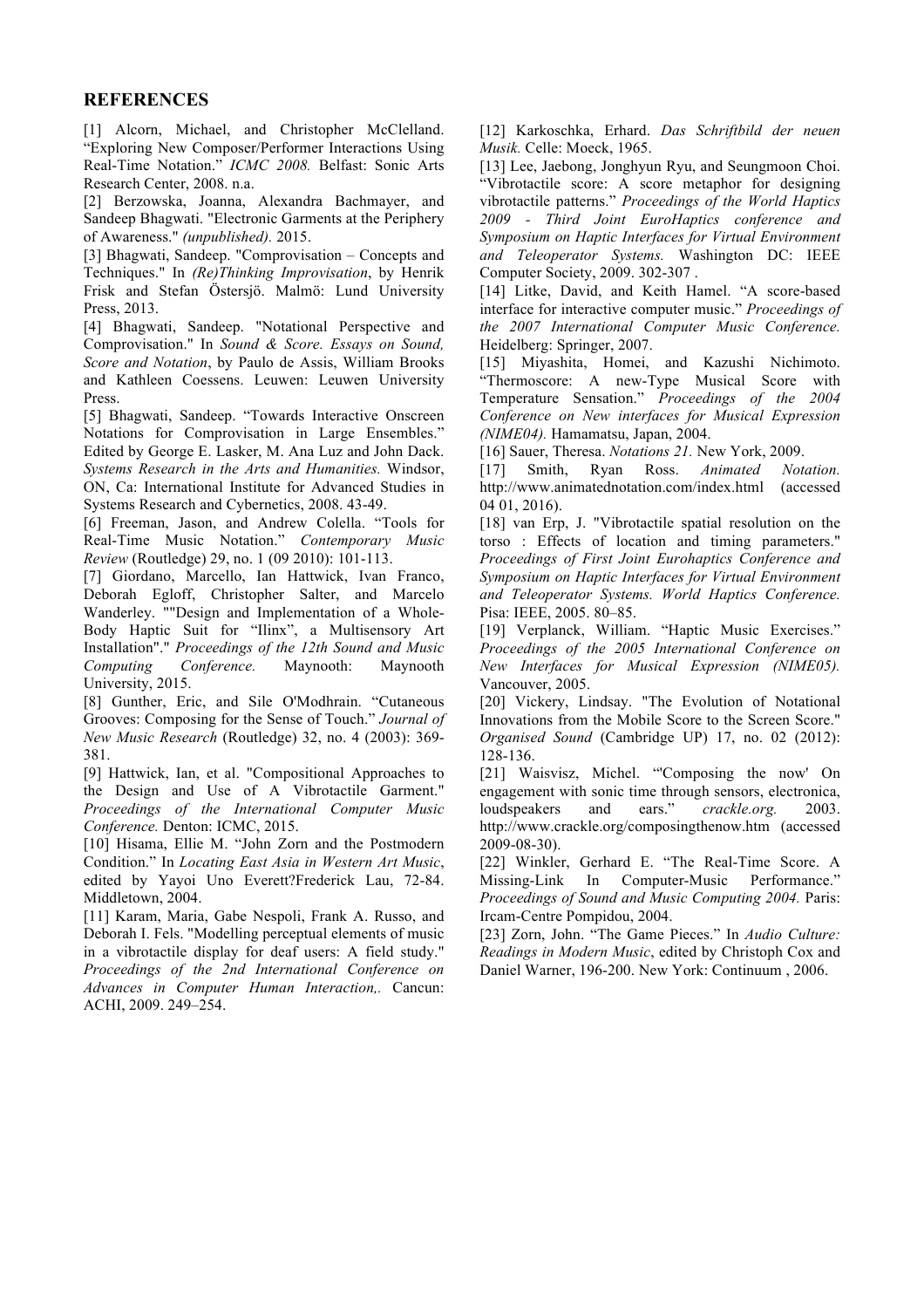## REFERENCES

[1] Alcorn, Michael, and Christopher McClelland. "Exploring New Composer/Performer Interactions Using Real-Time Notation." *ICMC 2008.* Belfast: Sonic Arts Research Center, 2008. n.a.

[2] Berzowska, Joanna, Alexandra Bachmayer, and Sandeep Bhagwati. "Electronic Garments at the Periphery of Awareness." *(unpublished).* 2015.

[3] Bhagwati, Sandeep. "Comprovisation – Concepts and Techniques." In *(Re)Thinking Improvisation*, by Henrik Frisk and Stefan Östersjö. Malmö: Lund University Press, 2013.

[4] Bhagwati, Sandeep. "Notational Perspective and Comprovisation." In *Sound & Score. Essays on Sound, Score and Notation*, by Paulo de Assis, William Brooks and Kathleen Coessens. Leuwen: Leuwen University Press.

[5] Bhagwati, Sandeep. "Towards Interactive Onscreen Notations for Comprovisation in Large Ensembles." Edited by George E. Lasker, M. Ana Luz and John Dack. *Systems Research in the Arts and Humanities.* Windsor, ON, Ca: International Institute for Advanced Studies in Systems Research and Cybernetics, 2008. 43-49.

[6] Freeman, Jason, and Andrew Colella. "Tools for Real-Time Music Notation." *Contemporary Music Review* (Routledge) 29, no. 1 (09 2010): 101-113.

[7] Giordano, Marcello, Ian Hattwick, Ivan Franco, Deborah Egloff, Christopher Salter, and Marcelo Wanderley. ""Design and Implementation of a Whole-Body Haptic Suit for "Ilinx", a Multisensory Art Installation"." *Proceedings of the 12th Sound and Music Computing Conference.* Maynooth: Maynooth University, 2015.

[8] Gunther, Eric, and Sile O'Modhrain. "Cutaneous Grooves: Composing for the Sense of Touch." *Journal of New Music Research* (Routledge) 32, no. 4 (2003): 369-381.

[9] Hattwick, Ian, et al. "Compositional Approaches to the Design and Use of A Vibrotactile Garment." *Proceedings of the International Computer Music Conference.* Denton: ICMC, 2015.

[10] Hisama, Ellie M. "John Zorn and the Postmodern Condition." In *Locating East Asia in Western Art Music*, edited by Yayoi Uno Everett?Frederick Lau, 72-84. Middletown, 2004.

[11] Karam, Maria, Gabe Nespoli, Frank A. Russo, and Deborah I. Fels. "Modelling perceptual elements of music in a vibrotactile display for deaf users: A field study." *Proceedings of the 2nd International Conference on Advances in Computer Human Interaction,.* Cancun: ACHI, 2009. 249–254.

[12] Karkoschka, Erhard. *Das Schriftbild der neuen Musik.* Celle: Moeck, 1965.

[13] Lee, Jaebong, Jonghyun Ryu, and Seungmoon Choi. "Vibrotactile score: A score metaphor for designing vibrotactile patterns." *Proceedings of the World Haptics 2009 - Third Joint EuroHaptics conference and Symposium on Haptic Interfaces for Virtual Environment and Teleoperator Systems.* Washington DC: IEEE Computer Society, 2009. 302-307 .

[14] Litke, David, and Keith Hamel. "A score-based interface for interactive computer music." *Proceedings of the 2007 International Computer Music Conference.* Heidelberg: Springer, 2007.

[15] Miyashita, Homei, and Kazushi Nichimoto. "Thermoscore: A new-Type Musical Score with Temperature Sensation." *Proceedings of the 2004 Conference on New interfaces for Musical Expression (NIME04).* Hamamatsu, Japan, 2004.

[16] Sauer, Theresa. *Notations 21.* New York, 2009.

[17] Smith, Ryan Ross. *Animated Notation.* http://www.animatednotation.com/index.html (accessed 04 01, 2016).

[18] van Erp, J. "Vibrotactile spatial resolution on the torso : Effects of location and timing parameters." *Proceedings of First Joint Eurohaptics Conference and Symposium on Haptic Interfaces for Virtual Environment and Teleoperator Systems. World Haptics Conference.* Pisa: IEEE, 2005. 80–85.

[19] Verplanck, William. "Haptic Music Exercises." *Proceedings of the 2005 International Conference on New Interfaces for Musical Expression (NIME05).* Vancouver, 2005.

[20] Vickery, Lindsay. "The Evolution of Notational Innovations from the Mobile Score to the Screen Score." *Organised Sound* (Cambridge UP) 17, no. 02 (2012): 128-136.

[21] Waisvisz, Michel. "'Composing the now' On engagement with sonic time through sensors, electronica, loudspeakers and ears." *crackle.org.* 2003. http://www.crackle.org/composingthenow.htm (accessed 2009-08-30).

[22] Winkler, Gerhard E. "The Real-Time Score. A Missing-Link In Computer-Music Performance." *Proceedings of Sound and Music Computing 2004.* Paris: Ircam-Centre Pompidou, 2004.

[23] Zorn, John. "The Game Pieces." In *Audio Culture: Readings in Modern Music*, edited by Christoph Cox and Daniel Warner, 196-200. New York: Continuum , 2006.